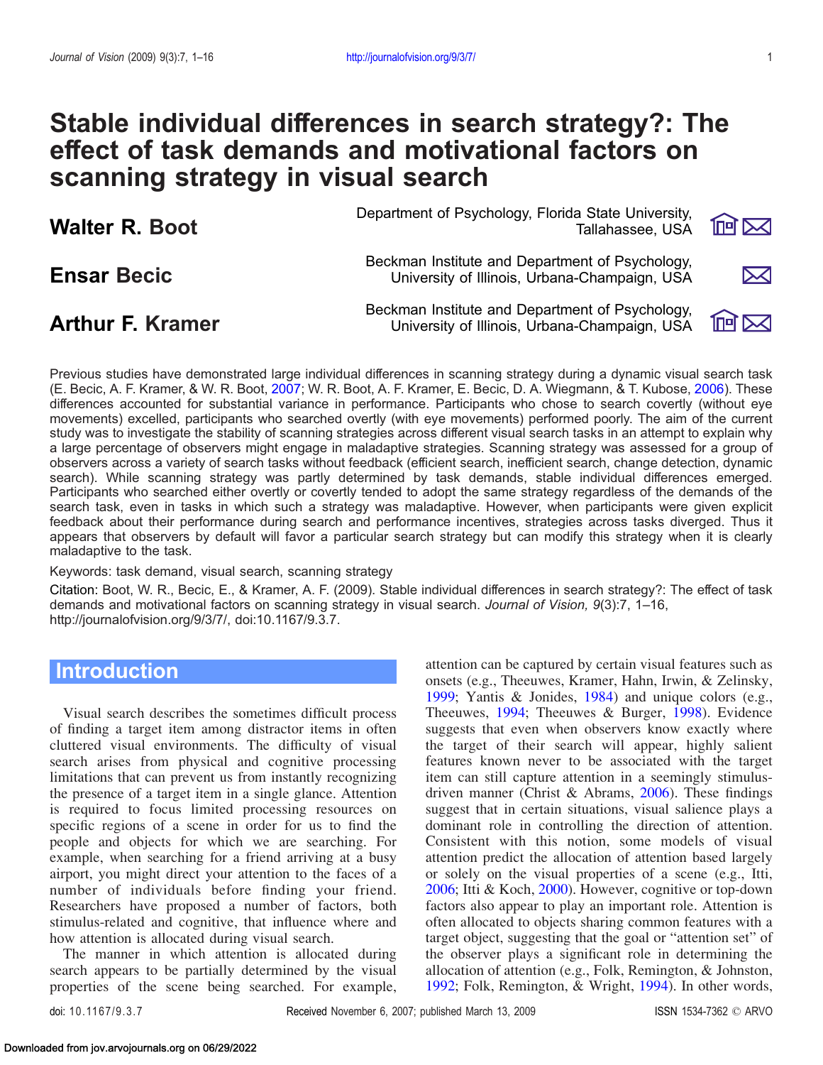# Stable individual differences in search strategy?: The effect of task demands and motivational factors on scanning strategy in visual search

**Walter R. Boot** — Department of Psychology, Florida State University, Tallahassee, USA

**Ensar Becic** — Beckman Institute and Department of Psychology, University of Illinois, Urbana-Champaign, USA

**Arthur F. Kramer** — Beckman Institute and Department of Psychology, University of Illinois, Urbana-Champaign, USA

Previous studies have demonstrated large individual differences in scanning strategy during a dynamic visual search task (E. Becic, A. F. Kramer, & W. R. Boot, 2007; W. R. Boot, A. F. Kramer, E. Becic, D. A. Wiegmann, & T. Kubose, 2006). These differences accounted for substantial variance in performance. Participants who chose to search covertly (without eye movements) excelled, participants who searched overtly (with eye movements) performed poorly. The aim of the current study was to investigate the stability of scanning strategies across different visual search tasks in an attempt to explain why a large percentage of observers might engage in maladaptive strategies. Scanning strategy was assessed for a group of observers across a variety of search tasks without feedback (efficient search, inefficient search, change detection, dynamic search). While scanning strategy was partly determined by task demands, stable individual differences emerged. Participants who searched either overtly or covertly tended to adopt the same strategy regardless of the demands of the search task, even in tasks in which such a strategy was maladaptive. However, when participants were given explicit feedback about their performance during search and performance incentives, strategies across tasks diverged. Thus it appears that observers by default will favor a particular search strategy but can modify this strategy when it is clearly maladaptive to the task.

Keywords: task demand, visual search, scanning strategy

Citation: Boot, W. R., Becic, E., & Kramer, A. F. (2009). Stable individual differences in search strategy?: The effect of task demands and motivational factors on scanning strategy in visual search. *Journal of Vision, 9*(3):7, 1–16, http://journalofvision.org/9/3/7/, doi:10.1167/9.3.7.

## Introduction

Visual search describes the sometimes difficult process of finding a target item among distractor items in often cluttered visual environments. The difficulty of visual search arises from physical and cognitive processing limitations that can prevent us from instantly recognizing the presence of a target item in a single glance. Attention is required to focus limited processing resources on specific regions of a scene in order for us to find the people and objects for which we are searching. For example, when searching for a friend arriving at a busy airport, you might direct your attention to the faces of a number of individuals before finding your friend. Researchers have proposed a number of factors, both stimulus-related and cognitive, that influence where and how attention is allocated during visual search.

The manner in which attention is allocated during search appears to be partially determined by the visual properties of the scene being searched. For example, attention can be captured by certain visual features such as onsets (e.g., Theeuwes, Kramer, Hahn, Irwin, & Zelinsky, 1999; Yantis & Jonides, 1984) and unique colors (e.g., Theeuwes, 1994; Theeuwes & Burger, 1998). Evidence suggests that even when observers know exactly where the target of their search will appear, highly salient features known never to be associated with the target item can still capture attention in a seemingly stimulus-driven manner (Christ & Abrams, 2006). These findings suggest that in certain situations, visual salience plays a dominant role in controlling the direction of attention. Consistent with this notion, some models of visual attention predict the allocation of attention based largely or solely on the visual properties of a scene (e.g., Itti, 2006; Itti & Koch, 2000). However, cognitive or top-down factors also appear to play an important role. Attention is often allocated to objects sharing common features with a target object, suggesting that the goal or "attention set" of the observer plays a significant role in determining the allocation of attention (e.g., Folk, Remington, & Johnston, 1992; Folk, Remington, & Wright, 1994). In other words,

doi: 10.1167/9.3.7 Received November 6, 2007; published March 13, 2009 ISSN 1534-7362 © ARVO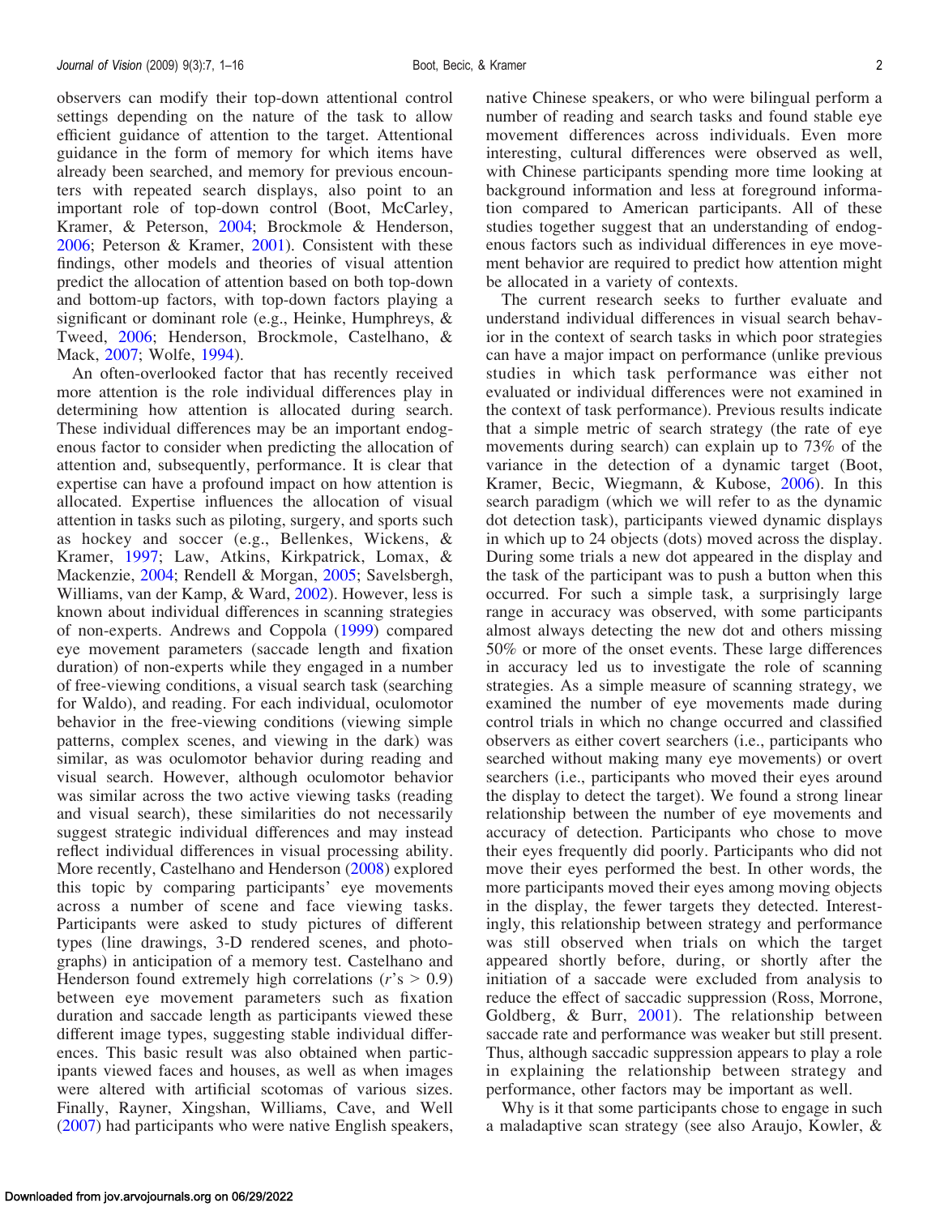observers can modify their top-down attentional control settings depending on the nature of the task to allow efficient guidance of attention to the target. Attentional guidance in the form of memory for which items have already been searched, and memory for previous encounters with repeated search displays, also point to an important role of top-down control (Boot, McCarley, Kramer, & Peterson, 2004; Brockmole & Henderson, 2006; Peterson & Kramer, 2001). Consistent with these findings, other models and theories of visual attention predict the allocation of attention based on both top-down and bottom-up factors, with top-down factors playing a significant or dominant role (e.g., Heinke, Humphreys, & Tweed, 2006; Henderson, Brockmole, Castelhano, & Mack, 2007; Wolfe, 1994).

An often-overlooked factor that has recently received more attention is the role individual differences play in determining how attention is allocated during search. These individual differences may be an important endogenous factor to consider when predicting the allocation of attention and, subsequently, performance. It is clear that expertise can have a profound impact on how attention is allocated. Expertise influences the allocation of visual attention in tasks such as piloting, surgery, and sports such as hockey and soccer (e.g., Bellenkes, Wickens, & Kramer, 1997; Law, Atkins, Kirkpatrick, Lomax, & Mackenzie, 2004; Rendell & Morgan, 2005; Savelsbergh, Williams, van der Kamp, & Ward, 2002). However, less is known about individual differences in scanning strategies of non-experts. Andrews and Coppola (1999) compared eye movement parameters (saccade length and fixation duration) of non-experts while they engaged in a number of free-viewing conditions, a visual search task (searching for Waldo), and reading. For each individual, oculomotor behavior in the free-viewing conditions (viewing simple patterns, complex scenes, and viewing in the dark) was similar, as was oculomotor behavior during reading and visual search. However, although oculomotor behavior was similar across the two active viewing tasks (reading and visual search), these similarities do not necessarily suggest strategic individual differences and may instead reflect individual differences in visual processing ability. More recently, Castelhano and Henderson (2008) explored this topic by comparing participants' eye movements across a number of scene and face viewing tasks. Participants were asked to study pictures of different types (line drawings, 3-D rendered scenes, and photographs) in anticipation of a memory test. Castelhano and Henderson found extremely high correlations ($r$'s $> 0.9$) between eye movement parameters such as fixation duration and saccade length as participants viewed these different image types, suggesting stable individual differences. This basic result was also obtained when participants viewed faces and houses, as well as when images were altered with artificial scotomas of various sizes. Finally, Rayner, Xingshan, Williams, Cave, and Well (2007) had participants who were native English speakers, native Chinese speakers, or who were bilingual perform a number of reading and search tasks and found stable eye movement differences across individuals. Even more interesting, cultural differences were observed as well, with Chinese participants spending more time looking at background information and less at foreground information compared to American participants. All of these studies together suggest that an understanding of endogenous factors such as individual differences in eye movement behavior are required to predict how attention might be allocated in a variety of contexts.

The current research seeks to further evaluate and understand individual differences in visual search behavior in the context of search tasks in which poor strategies can have a major impact on performance (unlike previous studies in which task performance was either not evaluated or individual differences were not examined in the context of task performance). Previous results indicate that a simple metric of search strategy (the rate of eye movements during search) can explain up to 73% of the variance in the detection of a dynamic target (Boot, Kramer, Becic, Wiegmann, & Kubose, 2006). In this search paradigm (which we will refer to as the dynamic dot detection task), participants viewed dynamic displays in which up to 24 objects (dots) moved across the display. During some trials a new dot appeared in the display and the task of the participant was to push a button when this occurred. For such a simple task, a surprisingly large range in accuracy was observed, with some participants almost always detecting the new dot and others missing 50% or more of the onset events. These large differences in accuracy led us to investigate the role of scanning strategies. As a simple measure of scanning strategy, we examined the number of eye movements made during control trials in which no change occurred and classified observers as either covert searchers (i.e., participants who searched without making many eye movements) or overt searchers (i.e., participants who moved their eyes around the display to detect the target). We found a strong linear relationship between the number of eye movements and accuracy of detection. Participants who chose to move their eyes frequently did poorly. Participants who did not move their eyes performed the best. In other words, the more participants moved their eyes among moving objects in the display, the fewer targets they detected. Interestingly, this relationship between strategy and performance was still observed when trials on which the target appeared shortly before, during, or shortly after the initiation of a saccade were excluded from analysis to reduce the effect of saccadic suppression (Ross, Morrone, Goldberg, & Burr, 2001). The relationship between saccade rate and performance was weaker but still present. Thus, although saccadic suppression appears to play a role in explaining the relationship between strategy and performance, other factors may be important as well.

Why is it that some participants chose to engage in such a maladaptive scan strategy (see also Araujo, Kowler, &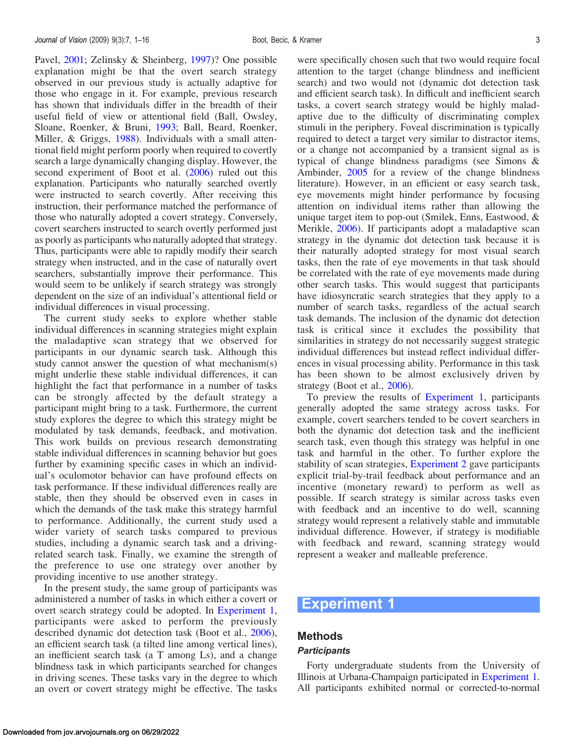Pavel, 2001; Zelinsky & Sheinberg, 1997)? One possible explanation might be that the overt search strategy observed in our previous study is actually adaptive for those who engage in it. For example, previous research has shown that individuals differ in the breadth of their useful field of view or attentional field (Ball, Owsley, Sloane, Roenker, & Bruni, 1993; Ball, Beard, Roenker, Miller, & Griggs, 1988). Individuals with a small attentional field might perform poorly when required to covertly search a large dynamically changing display. However, the second experiment of Boot et al. (2006) ruled out this explanation. Participants who naturally searched overtly were instructed to search covertly. After receiving this instruction, their performance matched the performance of those who naturally adopted a covert strategy. Conversely, covert searchers instructed to search overtly performed just as poorly as participants who naturally adopted that strategy. Thus, participants were able to rapidly modify their search strategy when instructed, and in the case of naturally overt searchers, substantially improve their performance. This would seem to be unlikely if search strategy was strongly dependent on the size of an individual's attentional field or individual differences in visual processing.

The current study seeks to explore whether stable individual differences in scanning strategies might explain the maladaptive scan strategy that we observed for participants in our dynamic search task. Although this study cannot answer the question of what mechanism(s) might underlie these stable individual differences, it can highlight the fact that performance in a number of tasks can be strongly affected by the default strategy a participant might bring to a task. Furthermore, the current study explores the degree to which this strategy might be modulated by task demands, feedback, and motivation. This work builds on previous research demonstrating stable individual differences in scanning behavior but goes further by examining specific cases in which an individual's oculomotor behavior can have profound effects on task performance. If these individual differences really are stable, then they should be observed even in cases in which the demands of the task make this strategy harmful to performance. Additionally, the current study used a wider variety of search tasks compared to previous studies, including a dynamic search task and a driving-related search task. Finally, we examine the strength of the preference to use one strategy over another by providing incentive to use another strategy.

In the present study, the same group of participants was administered a number of tasks in which either a covert or overt search strategy could be adopted. In Experiment 1, participants were asked to perform the previously described dynamic dot detection task (Boot et al., 2006), an efficient search task (a tilted line among vertical lines), an inefficient search task (a T among Ls), and a change blindness task in which participants searched for changes in driving scenes. These tasks vary in the degree to which an overt or covert strategy might be effective. The tasks were specifically chosen such that two would require focal attention to the target (change blindness and inefficient search) and two would not (dynamic dot detection task and efficient search task). In difficult and inefficient search tasks, a covert search strategy would be highly maladaptive due to the difficulty of discriminating complex stimuli in the periphery. Foveal discrimination is typically required to detect a target very similar to distractor items, or a change not accompanied by a transient signal as is typical of change blindness paradigms (see Simons & Ambinder, 2005 for a review of the change blindness literature). However, in an efficient or easy search task, eye movements might hinder performance by focusing attention on individual items rather than allowing the unique target item to pop-out (Smilek, Enns, Eastwood, & Merikle, 2006). If participants adopt a maladaptive scan strategy in the dynamic dot detection task because it is their naturally adopted strategy for most visual search tasks, then the rate of eye movements in that task should be correlated with the rate of eye movements made during other search tasks. This would suggest that participants have idiosyncratic search strategies that they apply to a number of search tasks, regardless of the actual search task demands. The inclusion of the dynamic dot detection task is critical since it excludes the possibility that similarities in strategy do not necessarily suggest strategic individual differences but instead reflect individual differences in visual processing ability. Performance in this task has been shown to be almost exclusively driven by strategy (Boot et al., 2006).

To preview the results of Experiment 1, participants generally adopted the same strategy across tasks. For example, covert searchers tended to be covert searchers in both the dynamic dot detection task and the inefficient search task, even though this strategy was helpful in one task and harmful in the other. To further explore the stability of scan strategies, Experiment 2 gave participants explicit trial-by-trail feedback about performance and an incentive (monetary reward) to perform as well as possible. If search strategy is similar across tasks even with feedback and an incentive to do well, scanning strategy would represent a relatively stable and immutable individual difference. However, if strategy is modifiable with feedback and reward, scanning strategy would represent a weaker and malleable preference.

# Experiment 1

## Methods

### *Participants*

Forty undergraduate students from the University of Illinois at Urbana-Champaign participated in Experiment 1. All participants exhibited normal or corrected-to-normal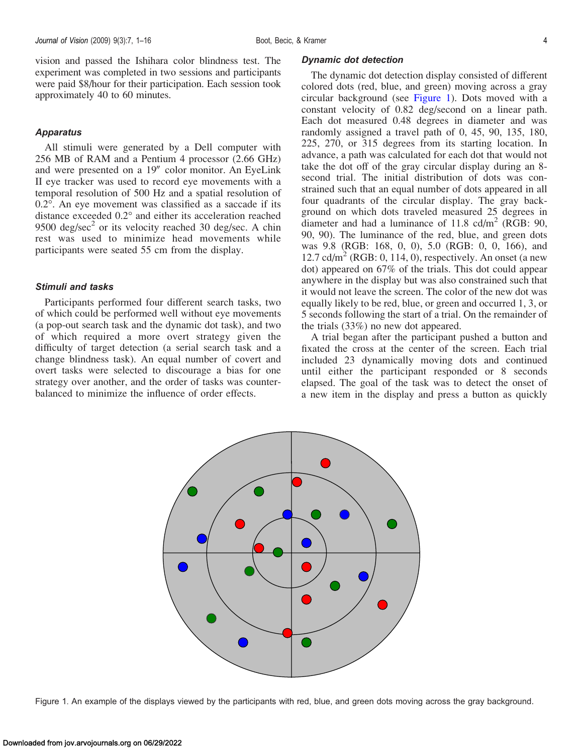vision and passed the Ishihara color blindness test. The experiment was completed in two sessions and participants were paid $8/hour for their participation. Each session took approximately 40 to 60 minutes.

### Apparatus

All stimuli were generated by a Dell computer with 256 MB of RAM and a Pentium 4 processor (2.66 GHz) and were presented on a 19″ color monitor. An EyeLink II eye tracker was used to record eye movements with a temporal resolution of 500 Hz and a spatial resolution of 0.2°. An eye movement was classified as a saccade if its distance exceeded 0.2° and either its acceleration reached 9500 deg/sec$^2$ or its velocity reached 30 deg/sec. A chin rest was used to minimize head movements while participants were seated 55 cm from the display.

### Stimuli and tasks

Participants performed four different search tasks, two of which could be performed well without eye movements (a pop-out search task and the dynamic dot task), and two of which required a more overt strategy given the difficulty of target detection (a serial search task and a change blindness task). An equal number of covert and overt tasks were selected to discourage a bias for one strategy over another, and the order of tasks was counterbalanced to minimize the influence of order effects.

### Dynamic dot detection

The dynamic dot detection display consisted of different colored dots (red, blue, and green) moving across a gray circular background (see Figure 1). Dots moved with a constant velocity of 0.82 deg/second on a linear path. Each dot measured 0.48 degrees in diameter and was randomly assigned a travel path of 0, 45, 90, 135, 180, 225, 270, or 315 degrees from its starting location. In advance, a path was calculated for each dot that would not take the dot off of the gray circular display during an 8-second trial. The initial distribution of dots was constrained such that an equal number of dots appeared in all four quadrants of the circular display. The gray background on which dots traveled measured 25 degrees in diameter and had a luminance of 11.8 cd/m$^2$ (RGB: 90, 90, 90). The luminance of the red, blue, and green dots was 9.8 (RGB: 168, 0, 0), 5.0 (RGB: 0, 0, 166), and 12.7 cd/m$^2$ (RGB: 0, 114, 0), respectively. An onset (a new dot) appeared on 67% of the trials. This dot could appear anywhere in the display but was also constrained such that it would not leave the screen. The color of the new dot was equally likely to be red, blue, or green and occurred 1, 3, or 5 seconds following the start of a trial. On the remainder of the trials (33%) no new dot appeared.

A trial began after the participant pushed a button and fixated the cross at the center of the screen. Each trial included 23 dynamically moving dots and continued until either the participant responded or 8 seconds elapsed. The goal of the task was to detect the onset of a new item in the display and press a button as quickly

Figure 1. An example of the displays viewed by the participants with red, blue, and green dots moving across the gray background.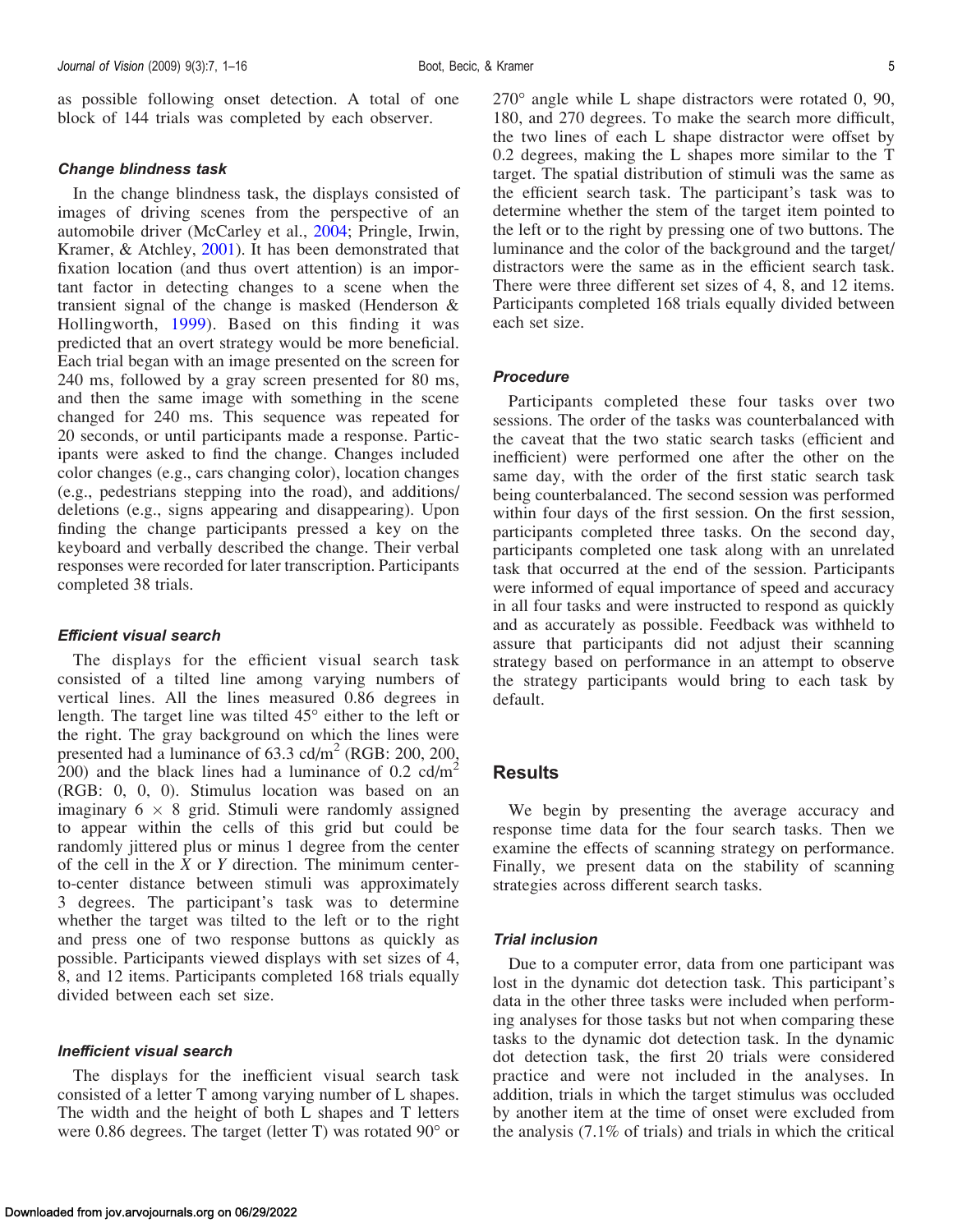as possible following onset detection. A total of one block of 144 trials was completed by each observer.

### Change blindness task

In the change blindness task, the displays consisted of images of driving scenes from the perspective of an automobile driver (McCarley et al., 2004; Pringle, Irwin, Kramer, & Atchley, 2001). It has been demonstrated that fixation location (and thus overt attention) is an important factor in detecting changes to a scene when the transient signal of the change is masked (Henderson & Hollingworth, 1999). Based on this finding it was predicted that an overt strategy would be more beneficial. Each trial began with an image presented on the screen for 240 ms, followed by a gray screen presented for 80 ms, and then the same image with something in the scene changed for 240 ms. This sequence was repeated for 20 seconds, or until participants made a response. Participants were asked to find the change. Changes included color changes (e.g., cars changing color), location changes (e.g., pedestrians stepping into the road), and additions/deletions (e.g., signs appearing and disappearing). Upon finding the change participants pressed a key on the keyboard and verbally described the change. Their verbal responses were recorded for later transcription. Participants completed 38 trials.

### Efficient visual search

The displays for the efficient visual search task consisted of a tilted line among varying numbers of vertical lines. All the lines measured 0.86 degrees in length. The target line was tilted 45° either to the left or the right. The gray background on which the lines were presented had a luminance of 63.3 cd/m$^2$ (RGB: 200, 200, 200) and the black lines had a luminance of 0.2 cd/m$^2$ (RGB: 0, 0, 0). Stimulus location was based on an imaginary $6 \times 8$ grid. Stimuli were randomly assigned to appear within the cells of this grid but could be randomly jittered plus or minus 1 degree from the center of the cell in the $X$ or $Y$ direction. The minimum center-to-center distance between stimuli was approximately 3 degrees. The participant's task was to determine whether the target was tilted to the left or to the right and press one of two response buttons as quickly as possible. Participants viewed displays with set sizes of 4, 8, and 12 items. Participants completed 168 trials equally divided between each set size.

### Inefficient visual search

The displays for the inefficient visual search task consisted of a letter T among varying number of L shapes. The width and the height of both L shapes and T letters were 0.86 degrees. The target (letter T) was rotated 90° or 270° angle while L shape distractors were rotated 0, 90, 180, and 270 degrees. To make the search more difficult, the two lines of each L shape distractor were offset by 0.2 degrees, making the L shapes more similar to the T target. The spatial distribution of stimuli was the same as the efficient search task. The participant's task was to determine whether the stem of the target item pointed to the left or to the right by pressing one of two buttons. The luminance and the color of the background and the target/distractors were the same as in the efficient search task. There were three different set sizes of 4, 8, and 12 items. Participants completed 168 trials equally divided between each set size.

### Procedure

Participants completed these four tasks over two sessions. The order of the tasks was counterbalanced with the caveat that the two static search tasks (efficient and inefficient) were performed one after the other on the same day, with the order of the first static search task being counterbalanced. The second session was performed within four days of the first session. On the first session, participants completed three tasks. On the second day, participants completed one task along with an unrelated task that occurred at the end of the session. Participants were informed of equal importance of speed and accuracy in all four tasks and were instructed to respond as quickly and as accurately as possible. Feedback was withheld to assure that participants did not adjust their scanning strategy based on performance in an attempt to observe the strategy participants would bring to each task by default.

## Results

We begin by presenting the average accuracy and response time data for the four search tasks. Then we examine the effects of scanning strategy on performance. Finally, we present data on the stability of scanning strategies across different search tasks.

### Trial inclusion

Due to a computer error, data from one participant was lost in the dynamic dot detection task. This participant's data in the other three tasks were included when performing analyses for those tasks but not when comparing these tasks to the dynamic dot detection task. In the dynamic dot detection task, the first 20 trials were considered practice and were not included in the analyses. In addition, trials in which the target stimulus was occluded by another item at the time of onset were excluded from the analysis (7.1% of trials) and trials in which the critical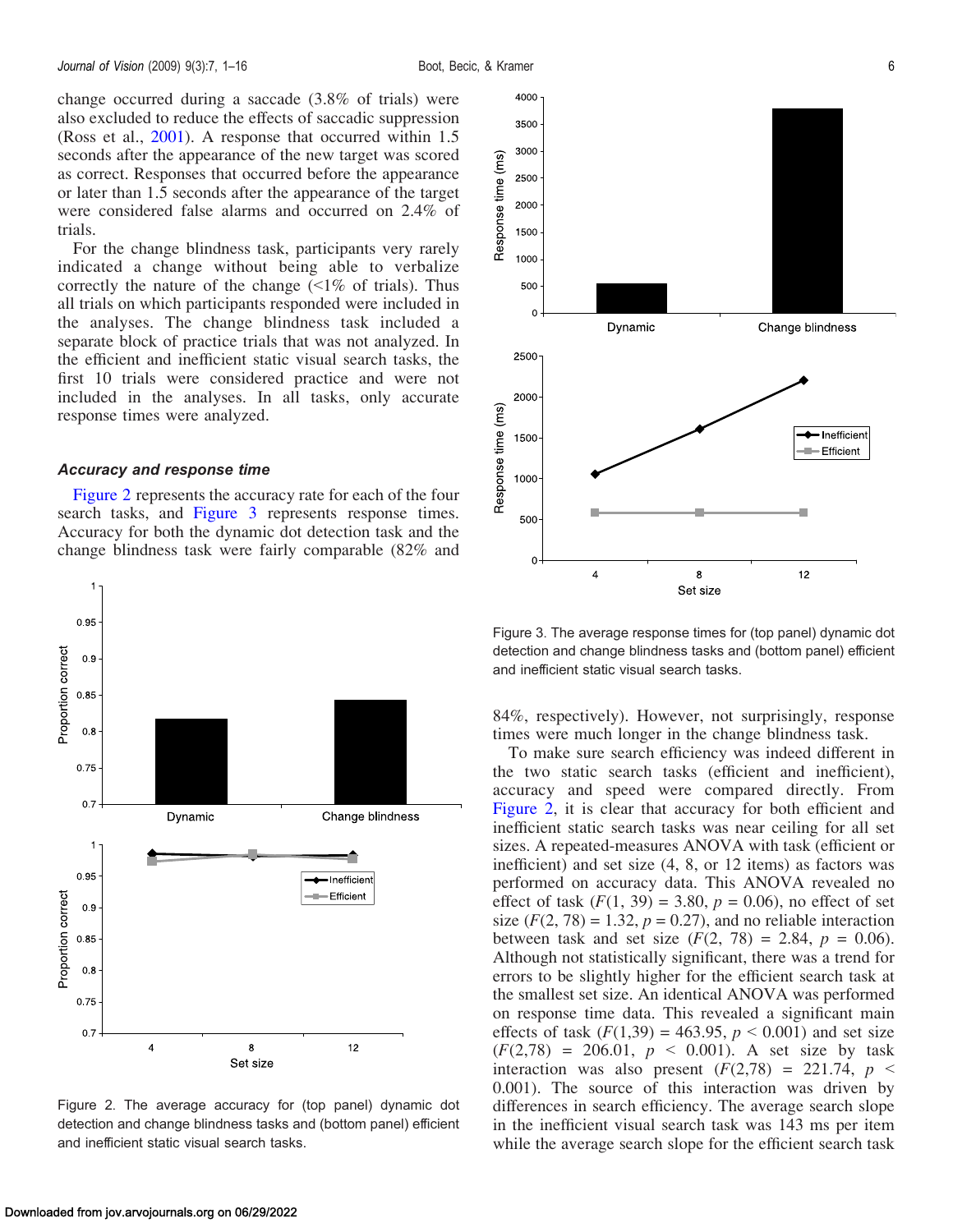change occurred during a saccade (3.8% of trials) were also excluded to reduce the effects of saccadic suppression (Ross et al., 2001). A response that occurred within 1.5 seconds after the appearance of the new target was scored as correct. Responses that occurred before the appearance or later than 1.5 seconds after the appearance of the target were considered false alarms and occurred on 2.4% of trials.

For the change blindness task, participants very rarely indicated a change without being able to verbalize correctly the nature of the change (<1% of trials). Thus all trials on which participants responded were included in the analyses. The change blindness task included a separate block of practice trials that was not analyzed. In the efficient and inefficient static visual search tasks, the first 10 trials were considered practice and were not included in the analyses. In all tasks, only accurate response times were analyzed.

### Accuracy and response time

Figure 2 represents the accuracy rate for each of the four search tasks, and Figure 3 represents response times. Accuracy for both the dynamic dot detection task and the change blindness task were fairly comparable (82% and 84%, respectively). However, not surprisingly, response times were much longer in the change blindness task.

Figure 2. The average accuracy for (top panel) dynamic dot detection and change blindness tasks and (bottom panel) efficient and inefficient static visual search tasks.

Figure 3. The average response times for (top panel) dynamic dot detection and change blindness tasks and (bottom panel) efficient and inefficient static visual search tasks.

To make sure search efficiency was indeed different in the two static search tasks (efficient and inefficient), accuracy and speed were compared directly. From Figure 2, it is clear that accuracy for both efficient and inefficient static search tasks was near ceiling for all set sizes. A repeated-measures ANOVA with task (efficient or inefficient) and set size (4, 8, or 12 items) as factors was performed on accuracy data. This ANOVA revealed no effect of task ($F(1, 39) = 3.80$, $p = 0.06$), no effect of set size ($F(2, 78) = 1.32$, $p = 0.27$), and no reliable interaction between task and set size ($F(2, 78) = 2.84$, $p = 0.06$). Although not statistically significant, there was a trend for errors to be slightly higher for the efficient search task at the smallest set size. An identical ANOVA was performed on response time data. This revealed a significant main effects of task ($F(1,39) = 463.95$, $p < 0.001$) and set size ($F(2,78) = 206.01$, $p < 0.001$). A set size by task interaction was also present ($F(2,78) = 221.74$, $p < 0.001$). The source of this interaction was driven by differences in search efficiency. The average search slope in the inefficient visual search task was 143 ms per item while the average search slope for the efficient search task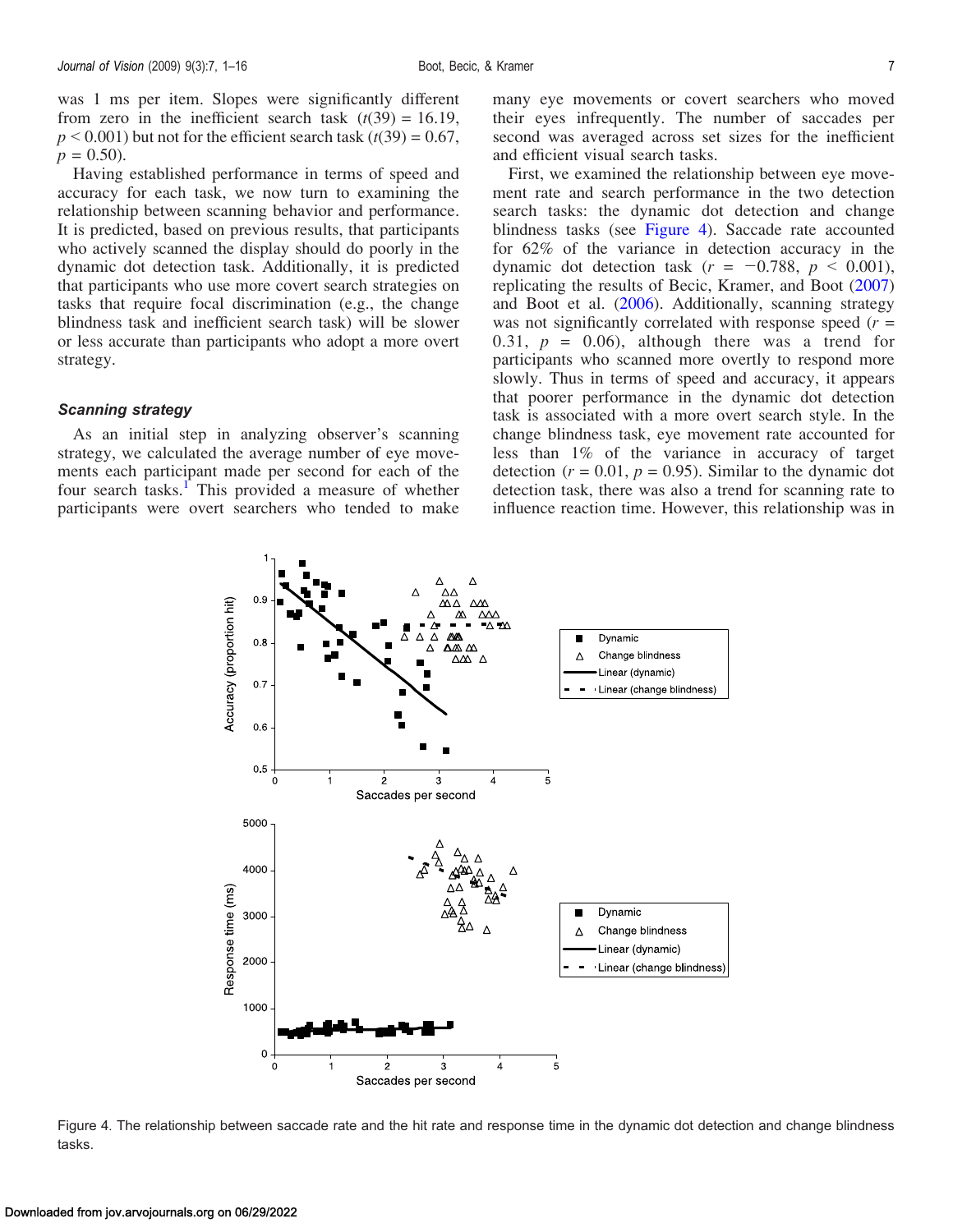was 1 ms per item. Slopes were significantly different from zero in the inefficient search task ($t(39) = 16.19$, $p < 0.001$) but not for the efficient search task ($t(39) = 0.67$, $p = 0.50$).

Having established performance in terms of speed and accuracy for each task, we now turn to examining the relationship between scanning behavior and performance. It is predicted, based on previous results, that participants who actively scanned the display should do poorly in the dynamic dot detection task. Additionally, it is predicted that participants who use more covert search strategies on tasks that require focal discrimination (e.g., the change blindness task and inefficient search task) will be slower or less accurate than participants who adopt a more overt strategy.

### *Scanning strategy*

As an initial step in analyzing observer's scanning strategy, we calculated the average number of eye movements each participant made per second for each of the four search tasks.[1] This provided a measure of whether participants were overt searchers who tended to make many eye movements or covert searchers who moved their eyes infrequently. The number of saccades per second was averaged across set sizes for the inefficient and efficient visual search tasks.

First, we examined the relationship between eye movement rate and search performance in the two detection search tasks: the dynamic dot detection and change blindness tasks (see Figure 4). Saccade rate accounted for 62% of the variance in detection accuracy in the dynamic dot detection task ($r = -0.788$, $p < 0.001$), replicating the results of Becic, Kramer, and Boot (2007) and Boot et al. (2006). Additionally, scanning strategy was not significantly correlated with response speed ($r = 0.31$, $p = 0.06$), although there was a trend for participants who scanned more overtly to respond more slowly. Thus in terms of speed and accuracy, it appears that poorer performance in the dynamic dot detection task is associated with a more overt search style. In the change blindness task, eye movement rate accounted for less than 1% of the variance in accuracy of target detection ($r = 0.01$, $p = 0.95$). Similar to the dynamic dot detection task, there was also a trend for scanning rate to influence reaction time. However, this relationship was in

Figure 4. The relationship between saccade rate and the hit rate and response time in the dynamic dot detection and change blindness tasks.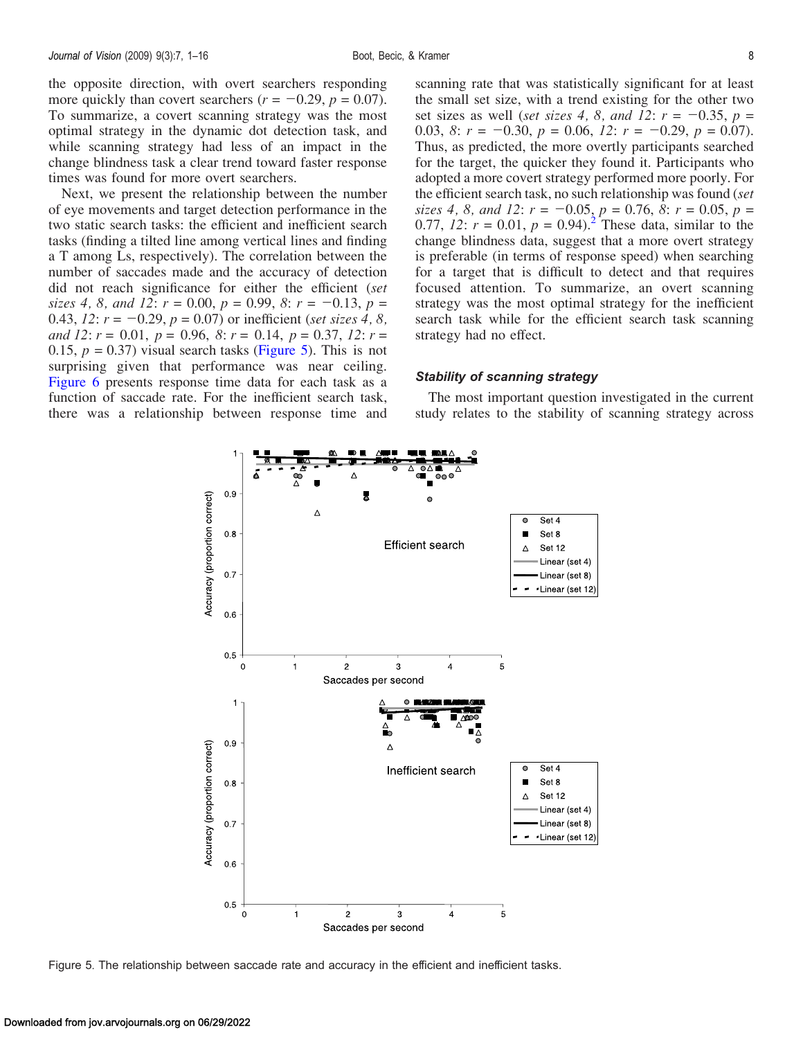the opposite direction, with overt searchers responding more quickly than covert searchers ($r = -0.29$, $p = 0.07$). To summarize, a covert scanning strategy was the most optimal strategy in the dynamic dot detection task, and while scanning strategy had less of an impact in the change blindness task a clear trend toward faster response times was found for more overt searchers.

Next, we present the relationship between the number of eye movements and target detection performance in the two static search tasks: the efficient and inefficient search tasks (finding a tilted line among vertical lines and finding a T among Ls, respectively). The correlation between the number of saccades made and the accuracy of detection did not reach significance for either the efficient (*set sizes 4, 8, and 12*: $r = 0.00$, $p = 0.99$, *8*: $r = -0.13$, $p = 0.43$, *12*: $r = -0.29$, $p = 0.07$) or inefficient (*set sizes 4, 8, and 12*: $r = 0.01$, $p = 0.96$, *8*: $r = 0.14$, $p = 0.37$, *12*: $r = 0.15$, $p = 0.37$) visual search tasks (Figure 5). This is not surprising given that performance was near ceiling. Figure 6 presents response time data for each task as a function of saccade rate. For the inefficient search task, there was a relationship between response time and scanning rate that was statistically significant for at least the small set size, with a trend existing for the other two set sizes as well (*set sizes 4, 8, and 12*: $r = -0.35$, $p = 0.03$, *8*: $r = -0.30$, $p = 0.06$, *12*: $r = -0.29$, $p = 0.07$). Thus, as predicted, the more overtly participants searched for the target, the quicker they found it. Participants who adopted a more covert strategy performed more poorly. For the efficient search task, no such relationship was found (*set sizes 4, 8, and 12*: $r = -0.05$, $p = 0.76$, *8*: $r = 0.05$, $p = 0.77$, *12*: $r = 0.01$, $p = 0.94$).[2] These data, similar to the change blindness data, suggest that a more overt strategy is preferable (in terms of response speed) when searching for a target that is difficult to detect and that requires focused attention. To summarize, an overt scanning strategy was the most optimal strategy for the inefficient search task while for the efficient search task scanning strategy had no effect.

### Stability of scanning strategy

The most important question investigated in the current study relates to the stability of scanning strategy across

Figure 5. The relationship between saccade rate and accuracy in the efficient and inefficient tasks.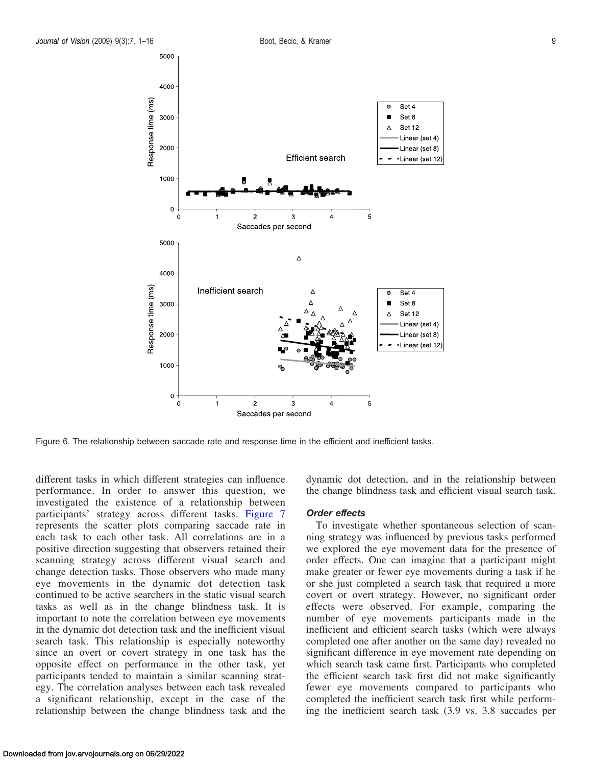5000

4000

3000

2000

1000

0

0 1 2 3 4 5

Response time (ms)

Saccades per second

Efficient search

Set 4
Set 8
Set 12
Linear (set 4)
Linear (set 8)
Linear (set 12)

5000

4000

3000

2000

1000

0

0 1 2 3 4 5

Response time (ms)

Saccades per second

Inefficient search

Set 4
Set 8
Set 12
Linear (set 4)
Linear (set 8)
Linear (set 12)

Figure 6. The relationship between saccade rate and response time in the efficient and inefficient tasks.

different tasks in which different strategies can influence performance. In order to answer this question, we investigated the existence of a relationship between participants' strategy across different tasks. Figure 7 represents the scatter plots comparing saccade rate in each task to each other task. All correlations are in a positive direction suggesting that observers retained their scanning strategy across different visual search and change detection tasks. Those observers who made many eye movements in the dynamic dot detection task continued to be active searchers in the static visual search tasks as well as in the change blindness task. It is important to note the correlation between eye movements in the dynamic dot detection task and the inefficient visual search task. This relationship is especially noteworthy since an overt or covert strategy in one task has the opposite effect on performance in the other task, yet participants tended to maintain a similar scanning strategy. The correlation analyses between each task revealed a significant relationship, except in the case of the relationship between the change blindness task and the dynamic dot detection, and in the relationship between the change blindness task and efficient visual search task.

### *Order effects*

To investigate whether spontaneous selection of scanning strategy was influenced by previous tasks performed we explored the eye movement data for the presence of order effects. One can imagine that a participant might make greater or fewer eye movements during a task if he or she just completed a search task that required a more covert or overt strategy. However, no significant order effects were observed. For example, comparing the number of eye movements participants made in the inefficient and efficient search tasks (which were always completed one after another on the same day) revealed no significant difference in eye movement rate depending on which search task came first. Participants who completed the efficient search task first did not make significantly fewer eye movements compared to participants who completed the inefficient search task first while performing the inefficient search task (3.9 vs. 3.8 saccades per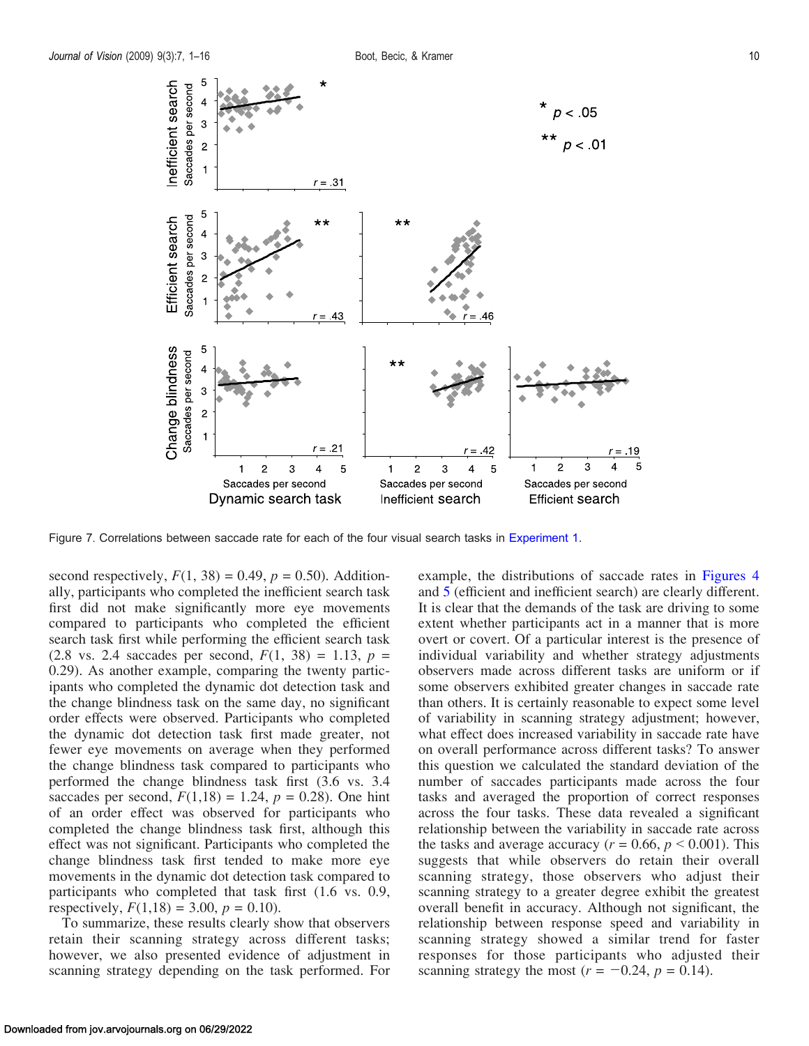Figure 7. Correlations between saccade rate for each of the four visual search tasks in Experiment 1.

second respectively, $F(1, 38) = 0.49$, $p = 0.50$). Additionally, participants who completed the inefficient search task first did not make significantly more eye movements compared to participants who completed the efficient search task first while performing the efficient search task (2.8 vs. 2.4 saccades per second, $F(1, 38) = 1.13$, $p = 0.29$). As another example, comparing the twenty participants who completed the dynamic dot detection task and the change blindness task on the same day, no significant order effects were observed. Participants who completed the dynamic dot detection task first made greater, not fewer eye movements on average when they performed the change blindness task compared to participants who performed the change blindness task first (3.6 vs. 3.4 saccades per second, $F(1,18) = 1.24$, $p = 0.28$). One hint of an order effect was observed for participants who completed the change blindness task first, although this effect was not significant. Participants who completed the change blindness task first tended to make more eye movements in the dynamic dot detection task compared to participants who completed that task first (1.6 vs. 0.9, respectively, $F(1,18) = 3.00$, $p = 0.10$).

To summarize, these results clearly show that observers retain their scanning strategy across different tasks; however, we also presented evidence of adjustment in scanning strategy depending on the task performed. For example, the distributions of saccade rates in Figures 4 and 5 (efficient and inefficient search) are clearly different. It is clear that the demands of the task are driving to some extent whether participants act in a manner that is more overt or covert. Of a particular interest is the presence of individual variability and whether strategy adjustments observers made across different tasks are uniform or if some observers exhibited greater changes in saccade rate than others. It is certainly reasonable to expect some level of variability in scanning strategy adjustment; however, what effect does increased variability in saccade rate have on overall performance across different tasks? To answer this question we calculated the standard deviation of the number of saccades participants made across the four tasks and averaged the proportion of correct responses across the four tasks. These data revealed a significant relationship between the variability in saccade rate across the tasks and average accuracy ($r = 0.66$, $p < 0.001$). This suggests that while observers do retain their overall scanning strategy, those observers who adjust their scanning strategy to a greater degree exhibit the greatest overall benefit in accuracy. Although not significant, the relationship between response speed and variability in scanning strategy showed a similar trend for faster responses for those participants who adjusted their scanning strategy the most ($r = -0.24$, $p = 0.14$).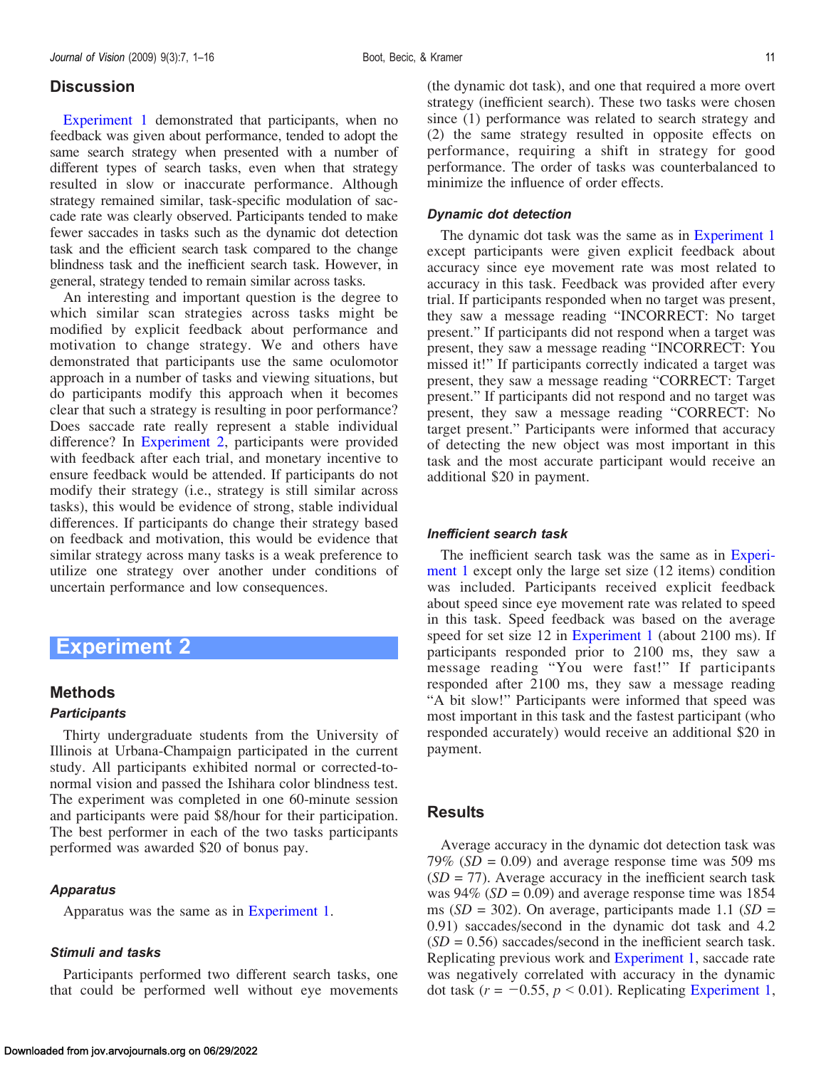## Discussion

Experiment 1 demonstrated that participants, when no feedback was given about performance, tended to adopt the same search strategy when presented with a number of different types of search tasks, even when that strategy resulted in slow or inaccurate performance. Although strategy remained similar, task-specific modulation of saccade rate was clearly observed. Participants tended to make fewer saccades in tasks such as the dynamic dot detection task and the efficient search task compared to the change blindness task and the inefficient search task. However, in general, strategy tended to remain similar across tasks.

An interesting and important question is the degree to which similar scan strategies across tasks might be modified by explicit feedback about performance and motivation to change strategy. We and others have demonstrated that participants use the same oculomotor approach in a number of tasks and viewing situations, but do participants modify this approach when it becomes clear that such a strategy is resulting in poor performance? Does saccade rate really represent a stable individual difference? In Experiment 2, participants were provided with feedback after each trial, and monetary incentive to ensure feedback would be attended. If participants do not modify their strategy (i.e., strategy is still similar across tasks), this would be evidence of strong, stable individual differences. If participants do change their strategy based on feedback and motivation, this would be evidence that similar strategy across many tasks is a weak preference to utilize one strategy over another under conditions of uncertain performance and low consequences.

# Experiment 2

## Methods

### Participants

Thirty undergraduate students from the University of Illinois at Urbana-Champaign participated in the current study. All participants exhibited normal or corrected-to-normal vision and passed the Ishihara color blindness test. The experiment was completed in one 60-minute session and participants were paid $8/hour for their participation. The best performer in each of the two tasks participants performed was awarded $20 of bonus pay.

### Apparatus

Apparatus was the same as in Experiment 1.

### Stimuli and tasks

Participants performed two different search tasks, one that could be performed well without eye movements (the dynamic dot task), and one that required a more overt strategy (inefficient search). These two tasks were chosen since (1) performance was related to search strategy and (2) the same strategy resulted in opposite effects on performance, requiring a shift in strategy for good performance. The order of tasks was counterbalanced to minimize the influence of order effects.

### Dynamic dot detection

The dynamic dot task was the same as in Experiment 1 except participants were given explicit feedback about accuracy since eye movement rate was most related to accuracy in this task. Feedback was provided after every trial. If participants responded when no target was present, they saw a message reading "INCORRECT: No target present." If participants did not respond when a target was present, they saw a message reading "INCORRECT: You missed it!" If participants correctly indicated a target was present, they saw a message reading "CORRECT: Target present." If participants did not respond and no target was present, they saw a message reading "CORRECT: No target present." Participants were informed that accuracy of detecting the new object was most important in this task and the most accurate participant would receive an additional $20 in payment.

### Inefficient search task

The inefficient search task was the same as in Experiment 1 except only the large set size (12 items) condition was included. Participants received explicit feedback about speed since eye movement rate was related to speed in this task. Speed feedback was based on the average speed for set size 12 in Experiment 1 (about 2100 ms). If participants responded prior to 2100 ms, they saw a message reading "You were fast!" If participants responded after 2100 ms, they saw a message reading "A bit slow!" Participants were informed that speed was most important in this task and the fastest participant (who responded accurately) would receive an additional $20 in payment.

## Results

Average accuracy in the dynamic dot detection task was 79% ($SD$ = 0.09) and average response time was 509 ms ($SD$ = 77). Average accuracy in the inefficient search task was 94% ($SD$ = 0.09) and average response time was 1854 ms ($SD$ = 302). On average, participants made 1.1 ($SD$ = 0.91) saccades/second in the dynamic dot task and 4.2 ($SD$ = 0.56) saccades/second in the inefficient search task. Replicating previous work and Experiment 1, saccade rate was negatively correlated with accuracy in the dynamic dot task ($r = -0.55$, $p < 0.01$). Replicating Experiment 1,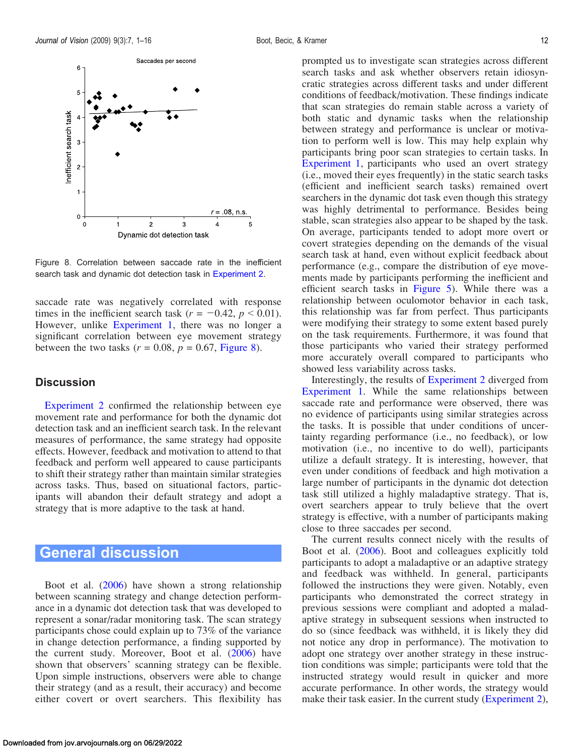Saccades per second

Inefficient search task

Dynamic dot detection task

$r$ = .08, n.s.

0 1 2 3 4 5 6

0 1 2 3 4 5

Figure 8. Correlation between saccade rate in the inefficient search task and dynamic dot detection task in Experiment 2.

saccade rate was negatively correlated with response times in the inefficient search task ($r = -0.42$, $p < 0.01$). However, unlike Experiment 1, there was no longer a significant correlation between eye movement strategy between the two tasks ($r = 0.08$, $p = 0.67$, Figure 8).

### Discussion

Experiment 2 confirmed the relationship between eye movement rate and performance for both the dynamic dot detection task and an inefficient search task. In the relevant measures of performance, the same strategy had opposite effects. However, feedback and motivation to attend to that feedback and perform well appeared to cause participants to shift their strategy rather than maintain similar strategies across tasks. Thus, based on situational factors, participants will abandon their default strategy and adopt a strategy that is more adaptive to the task at hand.

## General discussion

Boot et al. (2006) have shown a strong relationship between scanning strategy and change detection performance in a dynamic dot detection task that was developed to represent a sonar/radar monitoring task. The scan strategy participants chose could explain up to 73% of the variance in change detection performance, a finding supported by the current study. Moreover, Boot et al. (2006) have shown that observers' scanning strategy can be flexible. Upon simple instructions, observers were able to change their strategy (and as a result, their accuracy) and become either covert or overt searchers. This flexibility has prompted us to investigate scan strategies across different search tasks and ask whether observers retain idiosyncratic strategies across different tasks and under different conditions of feedback/motivation. These findings indicate that scan strategies do remain stable across a variety of both static and dynamic tasks when the relationship between strategy and performance is unclear or motivation to perform well is low. This may help explain why participants bring poor scan strategies to certain tasks. In Experiment 1, participants who used an overt strategy (i.e., moved their eyes frequently) in the static search tasks (efficient and inefficient search tasks) remained overt searchers in the dynamic dot task even though this strategy was highly detrimental to performance. Besides being stable, scan strategies also appear to be shaped by the task. On average, participants tended to adopt more overt or covert strategies depending on the demands of the visual search task at hand, even without explicit feedback about performance (e.g., compare the distribution of eye movements made by participants performing the inefficient and efficient search tasks in Figure 5). While there was a relationship between oculomotor behavior in each task, this relationship was far from perfect. Thus participants were modifying their strategy to some extent based purely on the task requirements. Furthermore, it was found that those participants who varied their strategy performed more accurately overall compared to participants who showed less variability across tasks.

Interestingly, the results of Experiment 2 diverged from Experiment 1. While the same relationships between saccade rate and performance were observed, there was no evidence of participants using similar strategies across the tasks. It is possible that under conditions of uncertainty regarding performance (i.e., no feedback), or low motivation (i.e., no incentive to do well), participants utilize a default strategy. It is interesting, however, that even under conditions of feedback and high motivation a large number of participants in the dynamic dot detection task still utilized a highly maladaptive strategy. That is, overt searchers appear to truly believe that the overt strategy is effective, with a number of participants making close to three saccades per second.

The current results connect nicely with the results of Boot et al. (2006). Boot and colleagues explicitly told participants to adopt a maladaptive or an adaptive strategy and feedback was withheld. In general, participants followed the instructions they were given. Notably, even participants who demonstrated the correct strategy in previous sessions were compliant and adopted a maladaptive strategy in subsequent sessions when instructed to do so (since feedback was withheld, it is likely they did not notice any drop in performance). The motivation to adopt one strategy over another strategy in these instruction conditions was simple; participants were told that the instructed strategy would result in quicker and more accurate performance. In other words, the strategy would make their task easier. In the current study (Experiment 2),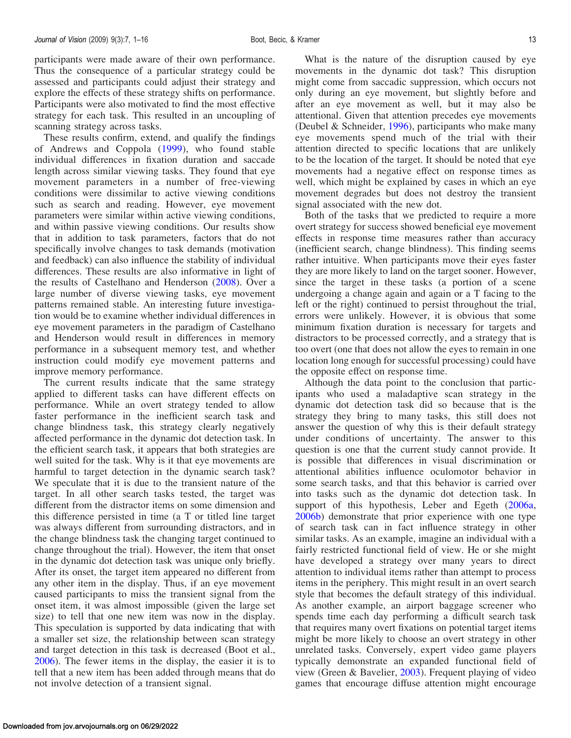participants were made aware of their own performance. Thus the consequence of a particular strategy could be assessed and participants could adjust their strategy and explore the effects of these strategy shifts on performance. Participants were also motivated to find the most effective strategy for each task. This resulted in an uncoupling of scanning strategy across tasks.

These results confirm, extend, and qualify the findings of Andrews and Coppola (1999), who found stable individual differences in fixation duration and saccade length across similar viewing tasks. They found that eye movement parameters in a number of free-viewing conditions were dissimilar to active viewing conditions such as search and reading. However, eye movement parameters were similar within active viewing conditions, and within passive viewing conditions. Our results show that in addition to task parameters, factors that do not specifically involve changes to task demands (motivation and feedback) can also influence the stability of individual differences. These results are also informative in light of the results of Castelhano and Henderson (2008). Over a large number of diverse viewing tasks, eye movement patterns remained stable. An interesting future investigation would be to examine whether individual differences in eye movement parameters in the paradigm of Castelhano and Henderson would result in differences in memory performance in a subsequent memory test, and whether instruction could modify eye movement patterns and improve memory performance.

The current results indicate that the same strategy applied to different tasks can have different effects on performance. While an overt strategy tended to allow faster performance in the inefficient search task and change blindness task, this strategy clearly negatively affected performance in the dynamic dot detection task. In the efficient search task, it appears that both strategies are well suited for the task. Why is it that eye movements are harmful to target detection in the dynamic search task? We speculate that it is due to the transient nature of the target. In all other search tasks tested, the target was different from the distractor items on some dimension and this difference persisted in time (a T or titled line target was always different from surrounding distractors, and in the change blindness task the changing target continued to change throughout the trial). However, the item that onset in the dynamic dot detection task was unique only briefly. After its onset, the target item appeared no different from any other item in the display. Thus, if an eye movement caused participants to miss the transient signal from the onset item, it was almost impossible (given the large set size) to tell that one new item was now in the display. This speculation is supported by data indicating that with a smaller set size, the relationship between scan strategy and target detection in this task is decreased (Boot et al., 2006). The fewer items in the display, the easier it is to tell that a new item has been added through means that do not involve detection of a transient signal.

What is the nature of the disruption caused by eye movements in the dynamic dot task? This disruption might come from saccadic suppression, which occurs not only during an eye movement, but slightly before and after an eye movement as well, but it may also be attentional. Given that attention precedes eye movements (Deubel & Schneider, 1996), participants who make many eye movements spend much of the trial with their attention directed to specific locations that are unlikely to be the location of the target. It should be noted that eye movements had a negative effect on response times as well, which might be explained by cases in which an eye movement degrades but does not destroy the transient signal associated with the new dot.

Both of the tasks that we predicted to require a more overt strategy for success showed beneficial eye movement effects in response time measures rather than accuracy (inefficient search, change blindness). This finding seems rather intuitive. When participants move their eyes faster they are more likely to land on the target sooner. However, since the target in these tasks (a portion of a scene undergoing a change again and again or a T facing to the left or the right) continued to persist throughout the trial, errors were unlikely. However, it is obvious that some minimum fixation duration is necessary for targets and distractors to be processed correctly, and a strategy that is too overt (one that does not allow the eyes to remain in one location long enough for successful processing) could have the opposite effect on response time.

Although the data point to the conclusion that participants who used a maladaptive scan strategy in the dynamic dot detection task did so because that is the strategy they bring to many tasks, this still does not answer the question of why this is their default strategy under conditions of uncertainty. The answer to this question is one that the current study cannot provide. It is possible that differences in visual discrimination or attentional abilities influence oculomotor behavior in some search tasks, and that this behavior is carried over into tasks such as the dynamic dot detection task. In support of this hypothesis, Leber and Egeth (2006a, 2006b) demonstrate that prior experience with one type of search task can in fact influence strategy in other similar tasks. As an example, imagine an individual with a fairly restricted functional field of view. He or she might have developed a strategy over many years to direct attention to individual items rather than attempt to process items in the periphery. This might result in an overt search style that becomes the default strategy of this individual. As another example, an airport baggage screener who spends time each day performing a difficult search task that requires many overt fixations on potential target items might be more likely to choose an overt strategy in other unrelated tasks. Conversely, expert video game players typically demonstrate an expanded functional field of view (Green & Bavelier, 2003). Frequent playing of video games that encourage diffuse attention might encourage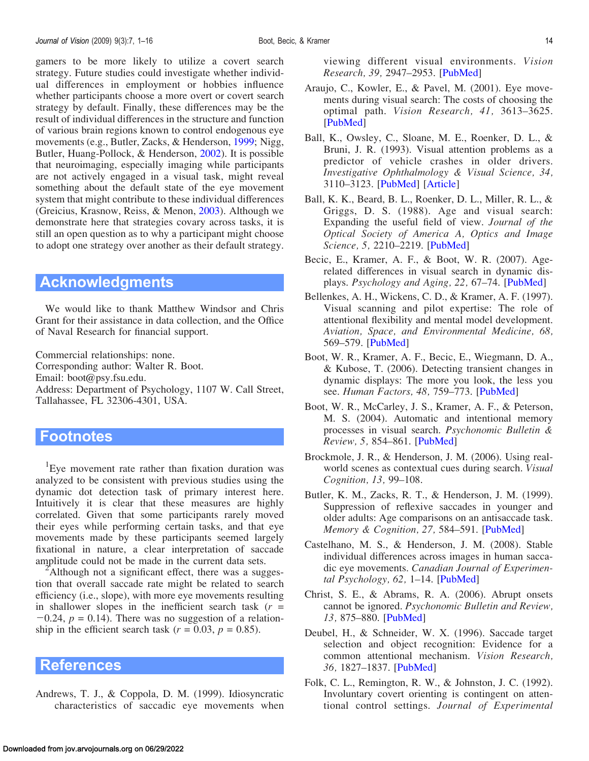gamers to be more likely to utilize a covert search strategy. Future studies could investigate whether individual differences in employment or hobbies influence whether participants choose a more overt or covert search strategy by default. Finally, these differences may be the result of individual differences in the structure and function of various brain regions known to control endogenous eye movements (e.g., Butler, Zacks, & Henderson, 1999; Nigg, Butler, Huang-Pollock, & Henderson, 2002). It is possible that neuroimaging, especially imaging while participants are not actively engaged in a visual task, might reveal something about the default state of the eye movement system that might contribute to these individual differences (Greicius, Krasnow, Reiss, & Menon, 2003). Although we demonstrate here that strategies covary across tasks, it is still an open question as to why a participant might choose to adopt one strategy over another as their default strategy.

## Acknowledgments

We would like to thank Matthew Windsor and Chris Grant for their assistance in data collection, and the Office of Naval Research for financial support.

Commercial relationships: none.
Corresponding author: Walter R. Boot.
Email: boot@psy.fsu.edu.
Address: Department of Psychology, 1107 W. Call Street, Tallahassee, FL 32306-4301, USA.

## Footnotes

[1]Eye movement rate rather than fixation duration was analyzed to be consistent with previous studies using the dynamic dot detection task of primary interest here. Intuitively it is clear that these measures are highly correlated. Given that some participants rarely moved their eyes while performing certain tasks, and that eye movements made by these participants seemed largely fixational in nature, a clear interpretation of saccade amplitude could not be made in the current data sets.

[2]Although not a significant effect, there was a suggestion that overall saccade rate might be related to search efficiency (i.e., slope), with more eye movements resulting in shallower slopes in the inefficient search task ($r = -0.24$, $p = 0.14$). There was no suggestion of a relationship in the efficient search task ($r = 0.03$, $p = 0.85$).

## References

Andrews, T. J., & Coppola, D. M. (1999). Idiosyncratic characteristics of saccadic eye movements when viewing different visual environments. *Vision Research, 39,* 2947–2953. [PubMed]

Araujo, C., Kowler, E., & Pavel, M. (2001). Eye movements during visual search: The costs of choosing the optimal path. *Vision Research, 41,* 3613–3625. [PubMed]

Ball, K., Owsley, C., Sloane, M. E., Roenker, D. L., & Bruni, J. R. (1993). Visual attention problems as a predictor of vehicle crashes in older drivers. *Investigative Ophthalmology & Visual Science, 34,* 3110–3123. [PubMed] [Article]

Ball, K. K., Beard, B. L., Roenker, D. L., Miller, R. L., & Griggs, D. S. (1988). Age and visual search: Expanding the useful field of view. *Journal of the Optical Society of America A, Optics and Image Science, 5,* 2210–2219. [PubMed]

Becic, E., Kramer, A. F., & Boot, W. R. (2007). Age-related differences in visual search in dynamic displays. *Psychology and Aging, 22,* 67–74. [PubMed]

Bellenkes, A. H., Wickens, C. D., & Kramer, A. F. (1997). Visual scanning and pilot expertise: The role of attentional flexibility and mental model development. *Aviation, Space, and Environmental Medicine, 68,* 569–579. [PubMed]

Boot, W. R., Kramer, A. F., Becic, E., Wiegmann, D. A., & Kubose, T. (2006). Detecting transient changes in dynamic displays: The more you look, the less you see. *Human Factors, 48,* 759–773. [PubMed]

Boot, W. R., McCarley, J. S., Kramer, A. F., & Peterson, M. S. (2004). Automatic and intentional memory processes in visual search. *Psychonomic Bulletin & Review, 5,* 854–861. [PubMed]

Brockmole, J. R., & Henderson, J. M. (2006). Using real-world scenes as contextual cues during search. *Visual Cognition, 13,* 99–108.

Butler, K. M., Zacks, R. T., & Henderson, J. M. (1999). Suppression of reflexive saccades in younger and older adults: Age comparisons on an antisaccade task. *Memory & Cognition, 27,* 584–591. [PubMed]

Castelhano, M. S., & Henderson, J. M. (2008). Stable individual differences across images in human saccadic eye movements. *Canadian Journal of Experimental Psychology, 62,* 1–14. [PubMed]

Christ, S. E., & Abrams, R. A. (2006). Abrupt onsets cannot be ignored. *Psychonomic Bulletin and Review, 13,* 875–880. [PubMed]

Deubel, H., & Schneider, W. X. (1996). Saccade target selection and object recognition: Evidence for a common attentional mechanism. *Vision Research, 36,* 1827–1837. [PubMed]

Folk, C. L., Remington, R. W., & Johnston, J. C. (1992). Involuntary covert orienting is contingent on attentional control settings. *Journal of Experimental*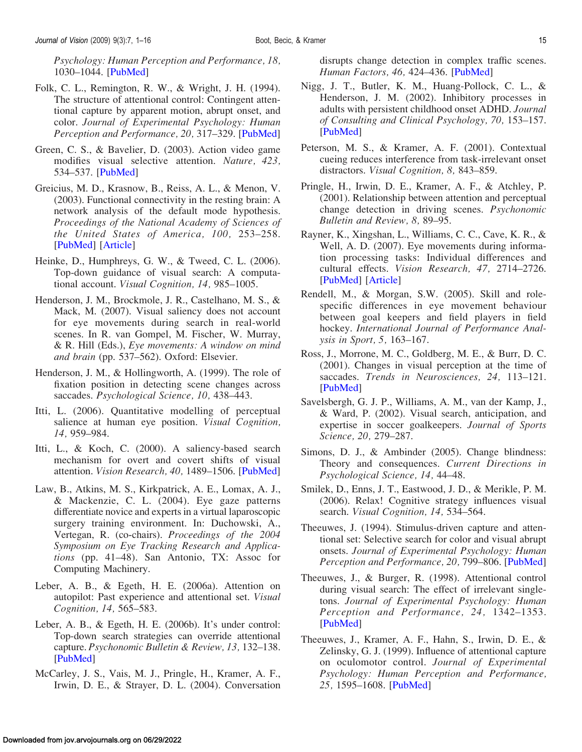*Psychology: Human Perception and Performance, 18,* 1030–1044. [PubMed]

Folk, C. L., Remington, R. W., & Wright, J. H. (1994). The structure of attentional control: Contingent attentional capture by apparent motion, abrupt onset, and color. *Journal of Experimental Psychology: Human Perception and Performance, 20,* 317–329. [PubMed]

Green, C. S., & Bavelier, D. (2003). Action video game modifies visual selective attention. *Nature, 423,* 534–537. [PubMed]

Greicius, M. D., Krasnow, B., Reiss, A. L., & Menon, V. (2003). Functional connectivity in the resting brain: A network analysis of the default mode hypothesis. *Proceedings of the National Academy of Sciences of the United States of America, 100,* 253–258. [PubMed] [Article]

Heinke, D., Humphreys, G. W., & Tweed, C. L. (2006). Top-down guidance of visual search: A computational account. *Visual Cognition, 14,* 985–1005.

Henderson, J. M., Brockmole, J. R., Castelhano, M. S., & Mack, M. (2007). Visual saliency does not account for eye movements during search in real-world scenes. In R. van Gompel, M. Fischer, W. Murray, & R. Hill (Eds.), *Eye movements: A window on mind and brain* (pp. 537–562). Oxford: Elsevier.

Henderson, J. M., & Hollingworth, A. (1999). The role of fixation position in detecting scene changes across saccades. *Psychological Science, 10,* 438–443.

Itti, L. (2006). Quantitative modelling of perceptual salience at human eye position. *Visual Cognition, 14,* 959–984.

Itti, L., & Koch, C. (2000). A saliency-based search mechanism for overt and covert shifts of visual attention. *Vision Research, 40,* 1489–1506. [PubMed]

Law, B., Atkins, M. S., Kirkpatrick, A. E., Lomax, A. J., & Mackenzie, C. L. (2004). Eye gaze patterns differentiate novice and experts in a virtual laparoscopic surgery training environment. In: Duchowski, A., Vertegan, R. (co-chairs). *Proceedings of the 2004 Symposium on Eye Tracking Research and Applications* (pp. 41–48). San Antonio, TX: Assoc for Computing Machinery.

Leber, A. B., & Egeth, H. E. (2006a). Attention on autopilot: Past experience and attentional set. *Visual Cognition, 14,* 565–583.

Leber, A. B., & Egeth, H. E. (2006b). It's under control: Top-down search strategies can override attentional capture. *Psychonomic Bulletin & Review, 13,* 132–138. [PubMed]

McCarley, J. S., Vais, M. J., Pringle, H., Kramer, A. F., Irwin, D. E., & Strayer, D. L. (2004). Conversation disrupts change detection in complex traffic scenes. *Human Factors, 46,* 424–436. [PubMed]

Nigg, J. T., Butler, K. M., Huang-Pollock, C. L., & Henderson, J. M. (2002). Inhibitory processes in adults with persistent childhood onset ADHD. *Journal of Consulting and Clinical Psychology, 70,* 153–157. [PubMed]

Peterson, M. S., & Kramer, A. F. (2001). Contextual cueing reduces interference from task-irrelevant onset distractors. *Visual Cognition, 8,* 843–859.

Pringle, H., Irwin, D. E., Kramer, A. F., & Atchley, P. (2001). Relationship between attention and perceptual change detection in driving scenes. *Psychonomic Bulletin and Review, 8,* 89–95.

Rayner, K., Xingshan, L., Williams, C. C., Cave, K. R., & Well, A. D. (2007). Eye movements during information processing tasks: Individual differences and cultural effects. *Vision Research, 47,* 2714–2726. [PubMed] [Article]

Rendell, M., & Morgan, S.W. (2005). Skill and role-specific differences in eye movement behaviour between goal keepers and field players in field hockey. *International Journal of Performance Analysis in Sport, 5,* 163–167.

Ross, J., Morrone, M. C., Goldberg, M. E., & Burr, D. C. (2001). Changes in visual perception at the time of saccades. *Trends in Neurosciences, 24,* 113–121. [PubMed]

Savelsbergh, G. J. P., Williams, A. M., van der Kamp, J., & Ward, P. (2002). Visual search, anticipation, and expertise in soccer goalkeepers. *Journal of Sports Science, 20,* 279–287.

Simons, D. J., & Ambinder (2005). Change blindness: Theory and consequences. *Current Directions in Psychological Science, 14,* 44–48.

Smilek, D., Enns, J. T., Eastwood, J. D., & Merikle, P. M. (2006). Relax! Cognitive strategy influences visual search. *Visual Cognition, 14,* 534–564.

Theeuwes, J. (1994). Stimulus-driven capture and attentional set: Selective search for color and visual abrupt onsets. *Journal of Experimental Psychology: Human Perception and Performance, 20,* 799–806. [PubMed]

Theeuwes, J., & Burger, R. (1998). Attentional control during visual search: The effect of irrelevant singletons. *Journal of Experimental Psychology: Human Perception and Performance, 24,* 1342–1353. [PubMed]

Theeuwes, J., Kramer, A. F., Hahn, S., Irwin, D. E., & Zelinsky, G. J. (1999). Influence of attentional capture on oculomotor control. *Journal of Experimental Psychology: Human Perception and Performance, 25,* 1595–1608. [PubMed]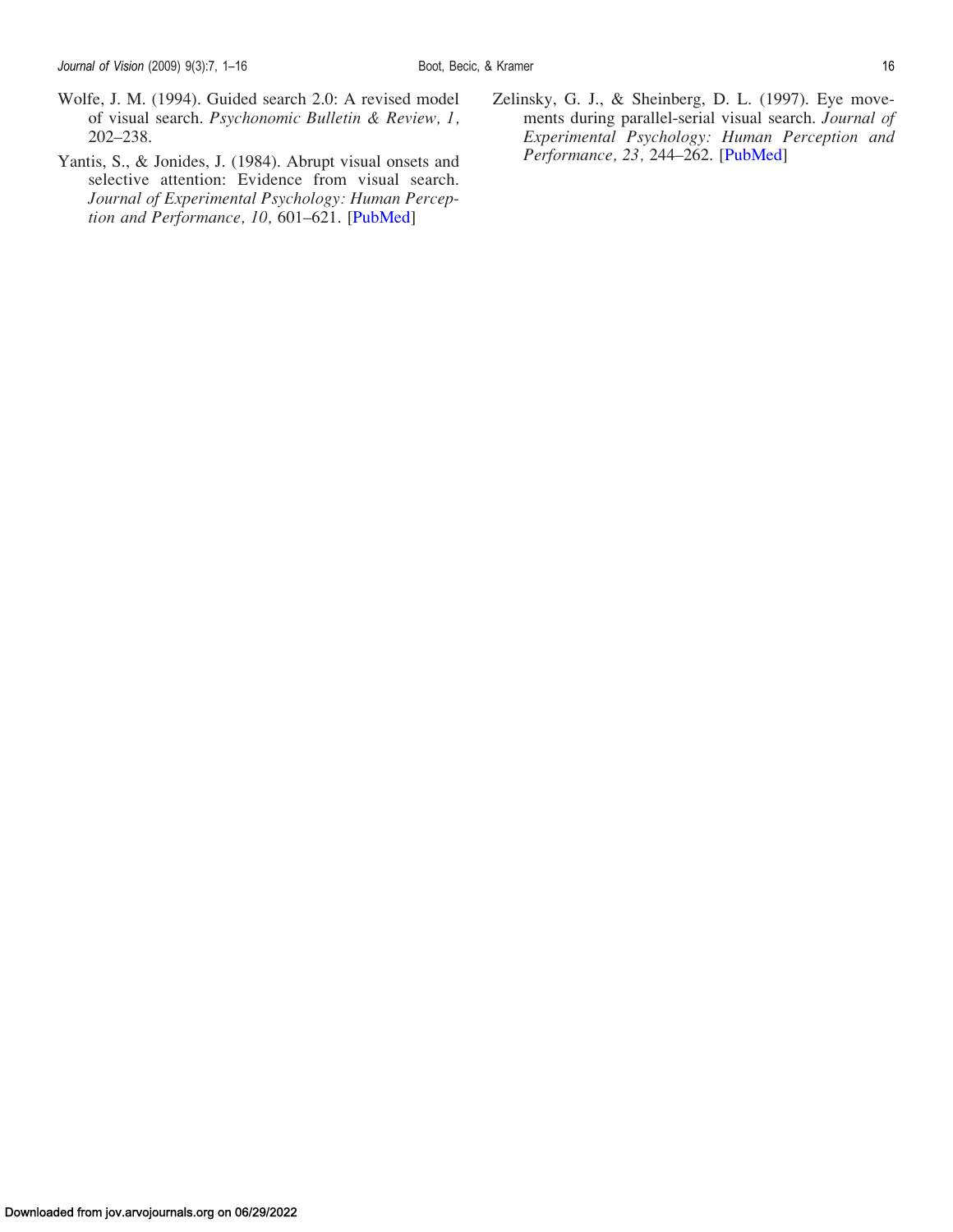Wolfe, J. M. (1994). Guided search 2.0: A revised model of visual search. *Psychonomic Bulletin & Review, 1,* 202–238.

Yantis, S., & Jonides, J. (1984). Abrupt visual onsets and selective attention: Evidence from visual search. *Journal of Experimental Psychology: Human Perception and Performance, 10,* 601–621. [PubMed]

Zelinsky, G. J., & Sheinberg, D. L. (1997). Eye movements during parallel-serial visual search. *Journal of Experimental Psychology: Human Perception and Performance, 23,* 244–262. [PubMed]